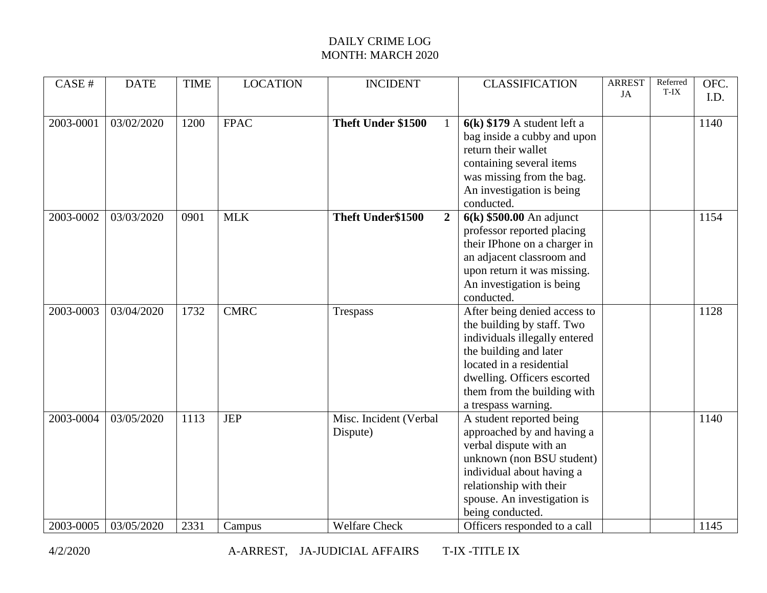DAILY CRIME LOG
MONTH: MARCH 2020

| CASE # | DATE | TIME | LOCATION | INCIDENT | CLASSIFICATION | ARREST JA | Referred T-IX | OFC. I.D. |
|---|---|---|---|---|---|---|---|---|
| 2003-0001 | 03/02/2020 | 1200 | FPAC | **Theft Under $1500** 1 | **6(k) $179** A student left a bag inside a cubby and upon return their wallet containing several items was missing from the bag. An investigation is being conducted. | | | 1140 |
| 2003-0002 | 03/03/2020 | 0901 | MLK | **Theft Under$1500 2** | **6(k) $500.00** An adjunct professor reported placing their IPhone on a charger in an adjacent classroom and upon return it was missing. An investigation is being conducted. | | | 1154 |
| 2003-0003 | 03/04/2020 | 1732 | CMRC | Trespass | After being denied access to the building by staff. Two individuals illegally entered the building and later located in a residential dwelling. Officers escorted them from the building with a trespass warning. | | | 1128 |
| 2003-0004 | 03/05/2020 | 1113 | JEP | Misc. Incident (Verbal Dispute) | A student reported being approached by and having a verbal dispute with an unknown (non BSU student) individual about having a relationship with their spouse. An investigation is being conducted. | | | 1140 |
| 2003-0005 | 03/05/2020 | 2331 | Campus | Welfare Check | Officers responded to a call | | | 1145 |

4/2/2020 A-ARREST, JA-JUDICIAL AFFAIRS T-IX -TITLE IX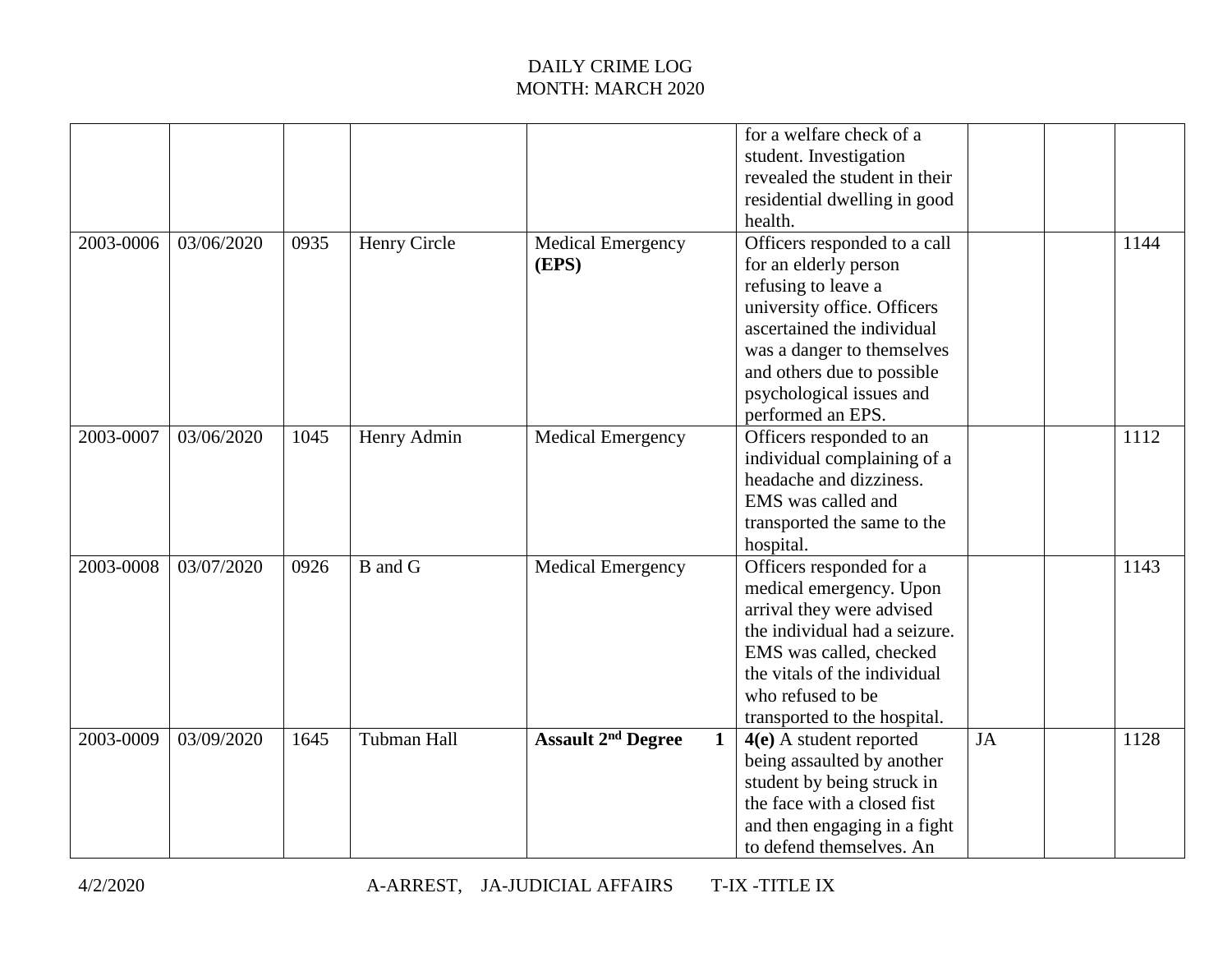DAILY CRIME LOG
MONTH: MARCH 2020

| | | | | | | | | |
|---|---|---|---|---|---|---|---|---|
| | | | | | for a welfare check of a student. Investigation revealed the student in their residential dwelling in good health. | | | |
| 2003-0006 | 03/06/2020 | 0935 | Henry Circle | Medical Emergency **(EPS)** | Officers responded to a call for an elderly person refusing to leave a university office. Officers ascertained the individual was a danger to themselves and others due to possible psychological issues and performed an EPS. | | | 1144 |
| 2003-0007 | 03/06/2020 | 1045 | Henry Admin | Medical Emergency | Officers responded to an individual complaining of a headache and dizziness. EMS was called and transported the same to the hospital. | | | 1112 |
| 2003-0008 | 03/07/2020 | 0926 | B and G | Medical Emergency | Officers responded for a medical emergency. Upon arrival they were advised the individual had a seizure. EMS was called, checked the vitals of the individual who refused to be transported to the hospital. | | | 1143 |
| 2003-0009 | 03/09/2020 | 1645 | Tubman Hall | **Assault 2nd Degree 1** | **4(e)** A student reported being assaulted by another student by being struck in the face with a closed fist and then engaging in a fight to defend themselves. An | JA | | 1128 |

A-ARREST, JA-JUDICIAL AFFAIRS T-IX -TITLE IX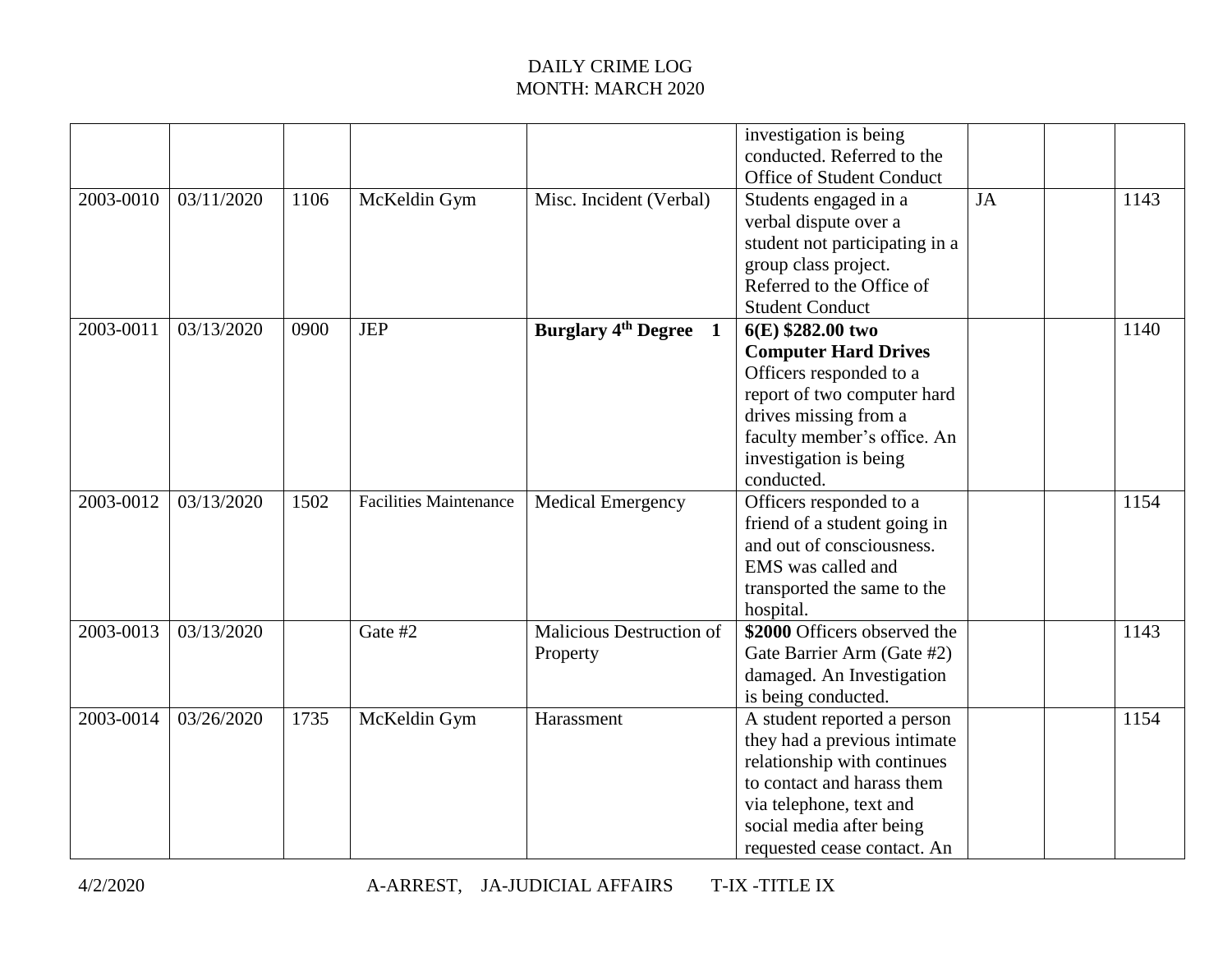# DAILY CRIME LOG
## MONTH: MARCH 2020

| | | | | | | | | |
|---|---|---|---|---|---|---|---|---|
| | | | | | investigation is being conducted. Referred to the Office of Student Conduct | | | |
| 2003-0010 | 03/11/2020 | 1106 | McKeldin Gym | Misc. Incident (Verbal) | Students engaged in a verbal dispute over a student not participating in a group class project. Referred to the Office of Student Conduct | JA | | 1143 |
| 2003-0011 | 03/13/2020 | 0900 | JEP | **Burglary 4$^{th}$ Degree 1** | **6(E) $282.00 two Computer Hard Drives** Officers responded to a report of two computer hard drives missing from a faculty member's office. An investigation is being conducted. | | | 1140 |
| 2003-0012 | 03/13/2020 | 1502 | Facilities Maintenance | Medical Emergency | Officers responded to a friend of a student going in and out of consciousness. EMS was called and transported the same to the hospital. | | | 1154 |
| 2003-0013 | 03/13/2020 | | Gate #2 | Malicious Destruction of Property | **$2000** Officers observed the Gate Barrier Arm (Gate #2) damaged. An Investigation is being conducted. | | | 1143 |
| 2003-0014 | 03/26/2020 | 1735 | McKeldin Gym | Harassment | A student reported a person they had a previous intimate relationship with continues to contact and harass them via telephone, text and social media after being requested cease contact. An | | | 1154 |

4/2/2020 A-ARREST, JA-JUDICIAL AFFAIRS T-IX -TITLE IX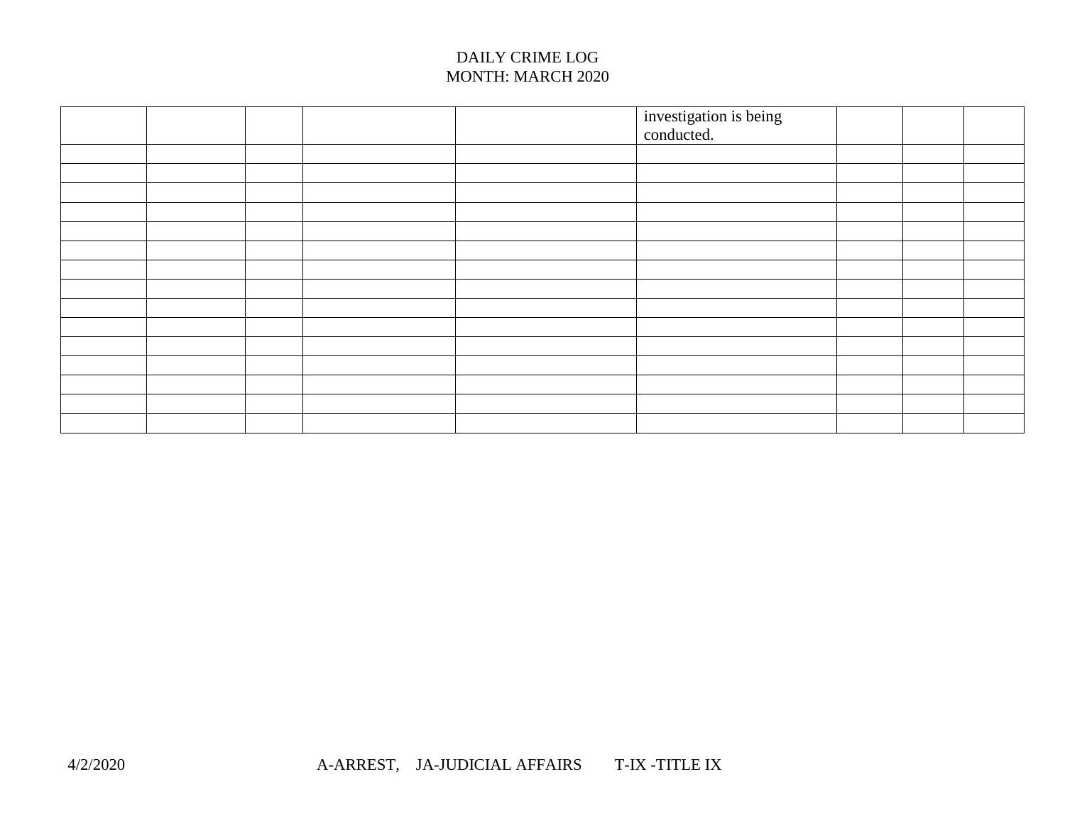DAILY CRIME LOG
MONTH: MARCH 2020

| | | | | | | | | |
|---|---|---|---|---|---|---|---|---|
| | | | | | investigation is being conducted. | | | |
| | | | | | | | | |
| | | | | | | | | |
| | | | | | | | | |
| | | | | | | | | |
| | | | | | | | | |
| | | | | | | | | |
| | | | | | | | | |
| | | | | | | | | |
| | | | | | | | | |
| | | | | | | | | |
| | | | | | | | | |
| | | | | | | | | |
| | | | | | | | | |
| | | | | | | | | |
| | | | | | | | | |

4/2/2020 A-ARREST, JA-JUDICIAL AFFAIRS T-IX -TITLE IX